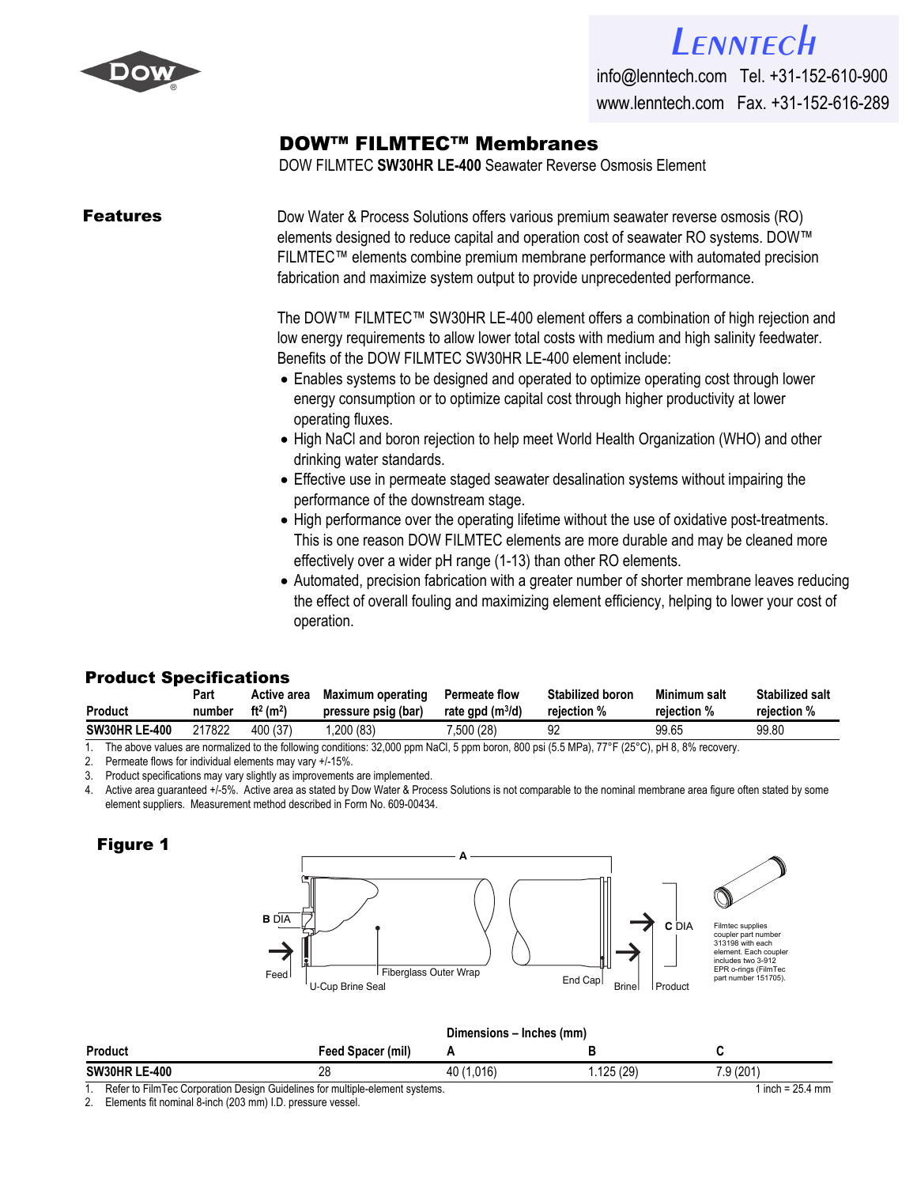Lenntech

info@lenntech.com Tel. +31-152-610-900
www.lenntech.com Fax. +31-152-616-289

# DOW™ FILMTEC™ Membranes

DOW FILMTEC **SW30HR LE-400** Seawater Reverse Osmosis Element

## Features

Dow Water & Process Solutions offers various premium seawater reverse osmosis (RO) elements designed to reduce capital and operation cost of seawater RO systems. DOW™ FILMTEC™ elements combine premium membrane performance with automated precision fabrication and maximize system output to provide unprecedented performance.

The DOW™ FILMTEC™ SW30HR LE-400 element offers a combination of high rejection and low energy requirements to allow lower total costs with medium and high salinity feedwater. Benefits of the DOW FILMTEC SW30HR LE-400 element include:

- Enables systems to be designed and operated to optimize operating cost through lower energy consumption or to optimize capital cost through higher productivity at lower operating fluxes.
- High NaCl and boron rejection to help meet World Health Organization (WHO) and other drinking water standards.
- Effective use in permeate staged seawater desalination systems without impairing the performance of the downstream stage.
- High performance over the operating lifetime without the use of oxidative post-treatments. This is one reason DOW FILMTEC elements are more durable and may be cleaned more effectively over a wider pH range (1-13) than other RO elements.
- Automated, precision fabrication with a greater number of shorter membrane leaves reducing the effect of overall fouling and maximizing element efficiency, helping to lower your cost of operation.

## Product Specifications

| Product | Part number | Active area ft² (m²) | Maximum operating pressure psig (bar) | Permeate flow rate gpd (m³/d) | Stabilized boron rejection % | Minimum salt rejection % | Stabilized salt rejection % |
|---|---|---|---|---|---|---|---|
| **SW30HR LE-400** | 217822 | 400 (37) | 1,200 (83) | 7,500 (28) | 92 | 99.65 | 99.80 |

1. The above values are normalized to the following conditions: 32,000 ppm NaCl, 5 ppm boron, 800 psi (5.5 MPa), 77°F (25°C), pH 8, 8% recovery.
2. Permeate flows for individual elements may vary +/-15%.
3. Product specifications may vary slightly as improvements are implemented.
4. Active area guaranteed +/-5%. Active area as stated by Dow Water & Process Solutions is not comparable to the nominal membrane area figure often stated by some element suppliers. Measurement method described in Form No. 609-00434.

## Figure 1

A, B DIA, C DIA, Feed, U-Cup Brine Seal, Fiberglass Outer Wrap, End Cap, Brine, Product

Filmtec supplies coupler part number 313198 with each element. Each coupler includes two 3-912 EPR o-rings (FilmTec part number 151705).

| Product | Feed Spacer (mil) | Dimensions – Inches (mm) A | B | C |
|---|---|---|---|---|
| **SW30HR LE-400** | 28 | 40 (1,016) | 1.125 (29) | 7.9 (201) |

1. Refer to FilmTec Corporation Design Guidelines for multiple-element systems.
2. Elements fit nominal 8-inch (203 mm) I.D. pressure vessel.

1 inch = 25.4 mm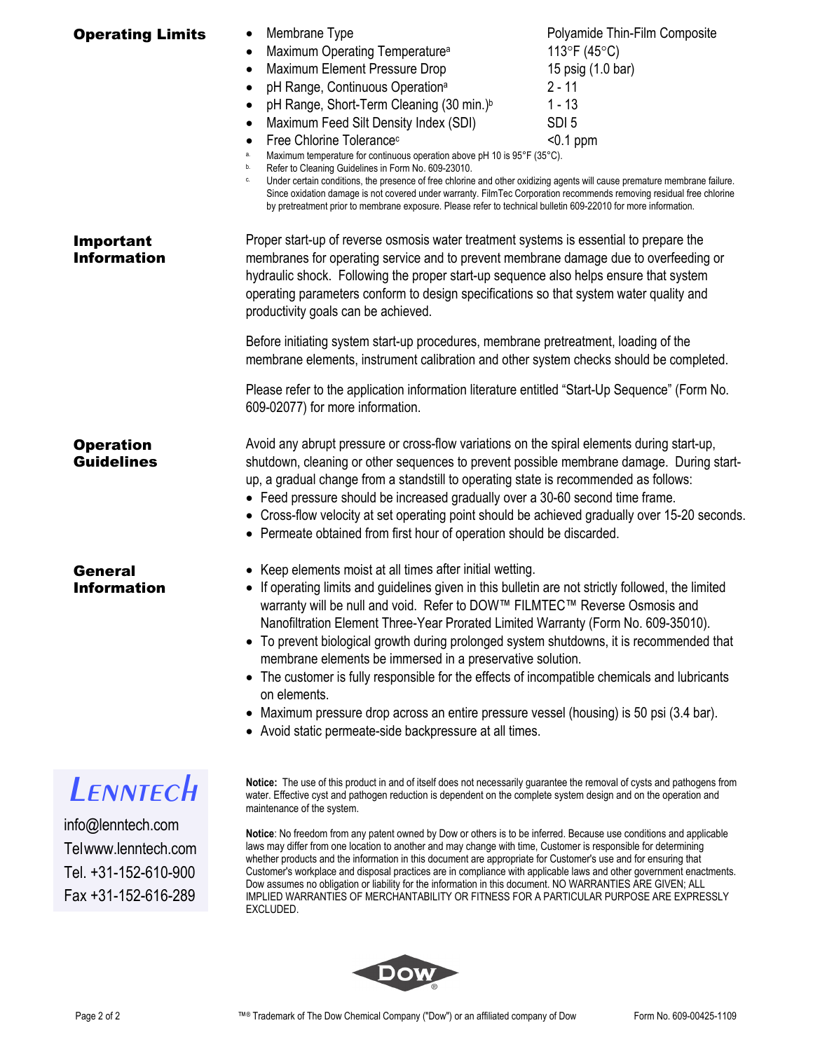## Operating Limits

| | |
|---|---|
| Membrane Type | Polyamide Thin-Film Composite |
| Maximum Operating Temperature[a] | 113°F (45°C) |
| Maximum Element Pressure Drop | 15 psig (1.0 bar) |
| pH Range, Continuous Operation[a] | 2 - 11 |
| pH Range, Short-Term Cleaning (30 min.)[b] | 1 - 13 |
| Maximum Feed Silt Density Index (SDI) | SDI 5 |
| Free Chlorine Tolerance[c] | <0.1 ppm |

a. Maximum temperature for continuous operation above pH 10 is 95°F (35°C).

b. Refer to Cleaning Guidelines in Form No. 609-23010.

c. Under certain conditions, the presence of free chlorine and other oxidizing agents will cause premature membrane failure. Since oxidation damage is not covered under warranty. FilmTec Corporation recommends removing residual free chlorine by pretreatment prior to membrane exposure. Please refer to technical bulletin 609-22010 for more information.

## Important Information

Proper start-up of reverse osmosis water treatment systems is essential to prepare the membranes for operating service and to prevent membrane damage due to overfeeding or hydraulic shock. Following the proper start-up sequence also helps ensure that system operating parameters conform to design specifications so that system water quality and productivity goals can be achieved.

Before initiating system start-up procedures, membrane pretreatment, loading of the membrane elements, instrument calibration and other system checks should be completed.

Please refer to the application information literature entitled "Start-Up Sequence" (Form No. 609-02077) for more information.

## Operation Guidelines

Avoid any abrupt pressure or cross-flow variations on the spiral elements during start-up, shutdown, cleaning or other sequences to prevent possible membrane damage. During start-up, a gradual change from a standstill to operating state is recommended as follows:

- Feed pressure should be increased gradually over a 30-60 second time frame.
- Cross-flow velocity at set operating point should be achieved gradually over 15-20 seconds.
- Permeate obtained from first hour of operation should be discarded.

## General Information

- Keep elements moist at all times after initial wetting.
- If operating limits and guidelines given in this bulletin are not strictly followed, the limited warranty will be null and void. Refer to DOW™ FILMTEC™ Reverse Osmosis and Nanofiltration Element Three-Year Prorated Limited Warranty (Form No. 609-35010).
- To prevent biological growth during prolonged system shutdowns, it is recommended that membrane elements be immersed in a preservative solution.
- The customer is fully responsible for the effects of incompatible chemicals and lubricants on elements.
- Maximum pressure drop across an entire pressure vessel (housing) is 50 psi (3.4 bar).
- Avoid static permeate-side backpressure at all times.

**LENNTECH**

info@lenntech.com
Telwww.lenntech.com
Tel. +31-152-610-900
Fax +31-152-616-289

**Notice:** The use of this product in and of itself does not necessarily guarantee the removal of cysts and pathogens from water. Effective cyst and pathogen reduction is dependent on the complete system design and on the operation and maintenance of the system.

**Notice**: No freedom from any patent owned by Dow or others is to be inferred. Because use conditions and applicable laws may differ from one location to another and may change with time, Customer is responsible for determining whether products and the information in this document are appropriate for Customer's use and for ensuring that Customer's workplace and disposal practices are in compliance with applicable laws and other government enactments. Dow assumes no obligation or liability for the information in this document. NO WARRANTIES ARE GIVEN; ALL IMPLIED WARRANTIES OF MERCHANTABILITY OR FITNESS FOR A PARTICULAR PURPOSE ARE EXPRESSLY EXCLUDED.

DOW

™® Trademark of The Dow Chemical Company ("Dow") or an affiliated company of Dow

Form No. 609-00425-1109